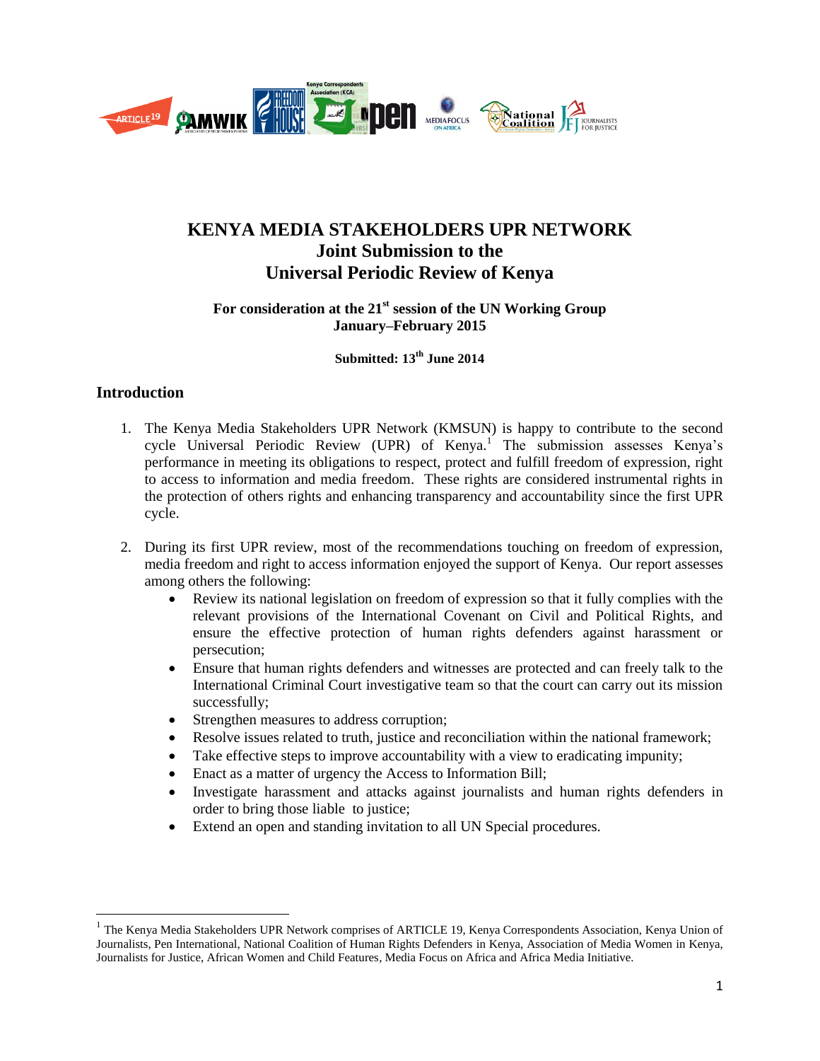# KENYA MEDIA STAKEHOLDERS UPR NETWORK
## Joint Submission to the Universal Periodic Review of Kenya

**For consideration at the 21st session of the UN Working Group**
**January–February 2015**

**Submitted: 13th June 2014**

## Introduction

1. The Kenya Media Stakeholders UPR Network (KMSUN) is happy to contribute to the second cycle Universal Periodic Review (UPR) of Kenya.[1] The submission assesses Kenya's performance in meeting its obligations to respect, protect and fulfill freedom of expression, right to access to information and media freedom. These rights are considered instrumental rights in the protection of others rights and enhancing transparency and accountability since the first UPR cycle.

2. During its first UPR review, most of the recommendations touching on freedom of expression, media freedom and right to access information enjoyed the support of Kenya. Our report assesses among others the following:
   - Review its national legislation on freedom of expression so that it fully complies with the relevant provisions of the International Covenant on Civil and Political Rights, and ensure the effective protection of human rights defenders against harassment or persecution;
   - Ensure that human rights defenders and witnesses are protected and can freely talk to the International Criminal Court investigative team so that the court can carry out its mission successfully;
   - Strengthen measures to address corruption;
   - Resolve issues related to truth, justice and reconciliation within the national framework;
   - Take effective steps to improve accountability with a view to eradicating impunity;
   - Enact as a matter of urgency the Access to Information Bill;
   - Investigate harassment and attacks against journalists and human rights defenders in order to bring those liable to justice;
   - Extend an open and standing invitation to all UN Special procedures.

---

[1] The Kenya Media Stakeholders UPR Network comprises of ARTICLE 19, Kenya Correspondents Association, Kenya Union of Journalists, Pen International, National Coalition of Human Rights Defenders in Kenya, Association of Media Women in Kenya, Journalists for Justice, African Women and Child Features, Media Focus on Africa and Africa Media Initiative.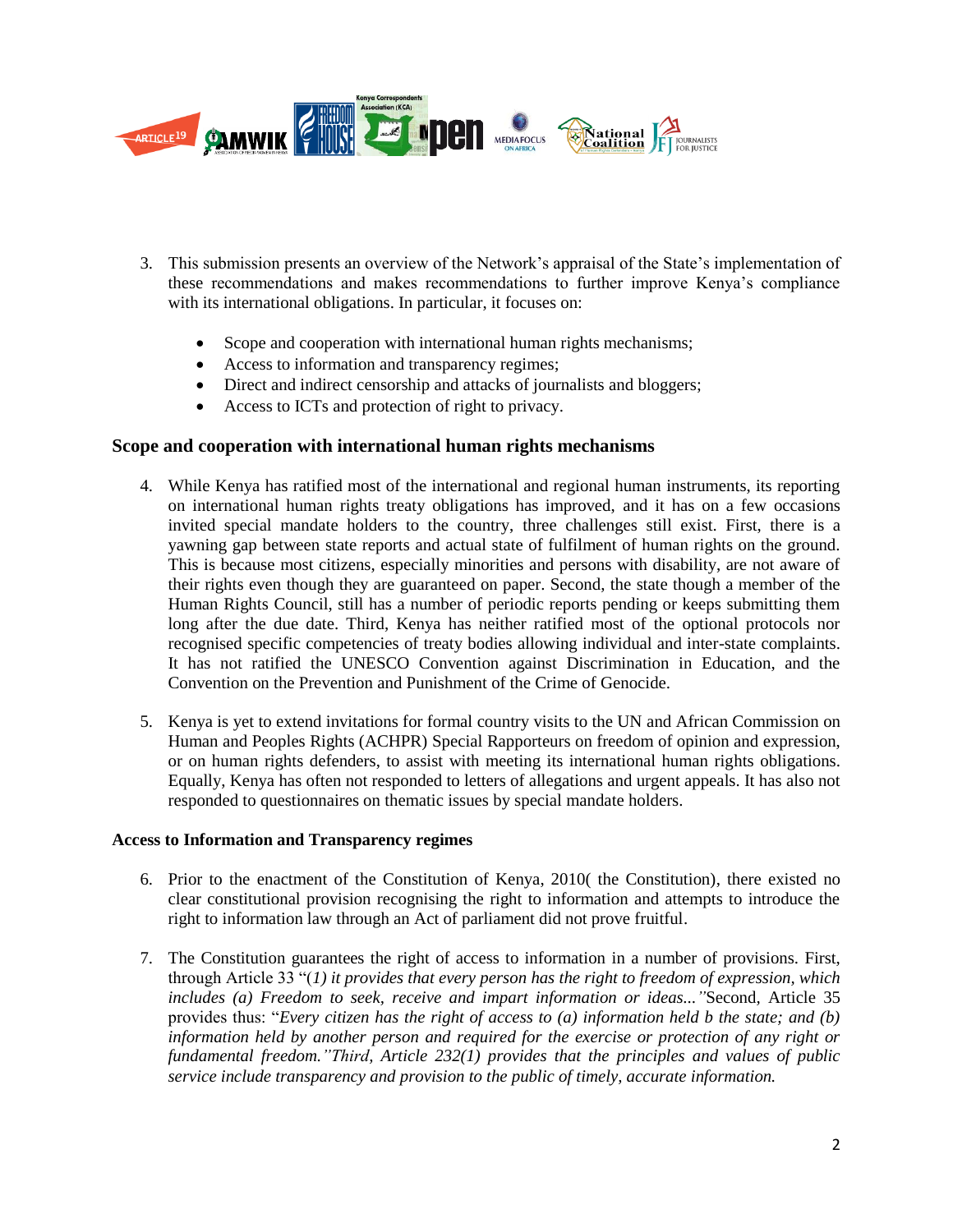3. This submission presents an overview of the Network's appraisal of the State's implementation of these recommendations and makes recommendations to further improve Kenya's compliance with its international obligations. In particular, it focuses on:

   - Scope and cooperation with international human rights mechanisms;
   - Access to information and transparency regimes;
   - Direct and indirect censorship and attacks of journalists and bloggers;
   - Access to ICTs and protection of right to privacy.

## Scope and cooperation with international human rights mechanisms

4. While Kenya has ratified most of the international and regional human instruments, its reporting on international human rights treaty obligations has improved, and it has on a few occasions invited special mandate holders to the country, three challenges still exist. First, there is a yawning gap between state reports and actual state of fulfilment of human rights on the ground. This is because most citizens, especially minorities and persons with disability, are not aware of their rights even though they are guaranteed on paper. Second, the state though a member of the Human Rights Council, still has a number of periodic reports pending or keeps submitting them long after the due date. Third, Kenya has neither ratified most of the optional protocols nor recognised specific competencies of treaty bodies allowing individual and inter-state complaints. It has not ratified the UNESCO Convention against Discrimination in Education, and the Convention on the Prevention and Punishment of the Crime of Genocide.

5. Kenya is yet to extend invitations for formal country visits to the UN and African Commission on Human and Peoples Rights (ACHPR) Special Rapporteurs on freedom of opinion and expression, or on human rights defenders, to assist with meeting its international human rights obligations. Equally, Kenya has often not responded to letters of allegations and urgent appeals. It has also not responded to questionnaires on thematic issues by special mandate holders.

### Access to Information and Transparency regimes

6. Prior to the enactment of the Constitution of Kenya, 2010( the Constitution), there existed no clear constitutional provision recognising the right to information and attempts to introduce the right to information law through an Act of parliament did not prove fruitful.

7. The Constitution guarantees the right of access to information in a number of provisions. First, through Article 33 "(*1) it provides that every person has the right to freedom of expression, which includes (a) Freedom to seek, receive and impart information or ideas..."*Second, Article 35 provides thus: "*Every citizen has the right of access to (a) information held b the state; and (b) information held by another person and required for the exercise or protection of any right or fundamental freedom."Third, Article 232(1) provides that the principles and values of public service include transparency and provision to the public of timely, accurate information.*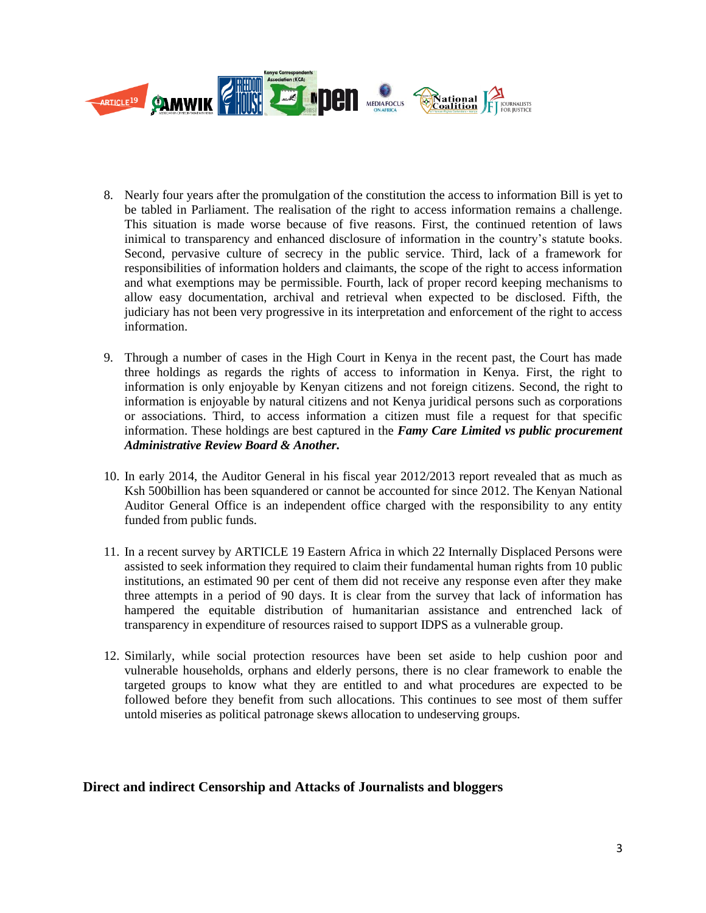8. Nearly four years after the promulgation of the constitution the access to information Bill is yet to be tabled in Parliament. The realisation of the right to access information remains a challenge. This situation is made worse because of five reasons. First, the continued retention of laws inimical to transparency and enhanced disclosure of information in the country's statute books. Second, pervasive culture of secrecy in the public service. Third, lack of a framework for responsibilities of information holders and claimants, the scope of the right to access information and what exemptions may be permissible. Fourth, lack of proper record keeping mechanisms to allow easy documentation, archival and retrieval when expected to be disclosed. Fifth, the judiciary has not been very progressive in its interpretation and enforcement of the right to access information.

9. Through a number of cases in the High Court in Kenya in the recent past, the Court has made three holdings as regards the rights of access to information in Kenya. First, the right to information is only enjoyable by Kenyan citizens and not foreign citizens. Second, the right to information is enjoyable by natural citizens and not Kenya juridical persons such as corporations or associations. Third, to access information a citizen must file a request for that specific information. These holdings are best captured in the ***Famy Care Limited vs public procurement Administrative Review Board & Another.***

10. In early 2014, the Auditor General in his fiscal year 2012/2013 report revealed that as much as Ksh 500billion has been squandered or cannot be accounted for since 2012. The Kenyan National Auditor General Office is an independent office charged with the responsibility to any entity funded from public funds.

11. In a recent survey by ARTICLE 19 Eastern Africa in which 22 Internally Displaced Persons were assisted to seek information they required to claim their fundamental human rights from 10 public institutions, an estimated 90 per cent of them did not receive any response even after they make three attempts in a period of 90 days. It is clear from the survey that lack of information has hampered the equitable distribution of humanitarian assistance and entrenched lack of transparency in expenditure of resources raised to support IDPS as a vulnerable group.

12. Similarly, while social protection resources have been set aside to help cushion poor and vulnerable households, orphans and elderly persons, there is no clear framework to enable the targeted groups to know what they are entitled to and what procedures are expected to be followed before they benefit from such allocations. This continues to see most of them suffer untold miseries as political patronage skews allocation to undeserving groups.

## Direct and indirect Censorship and Attacks of Journalists and bloggers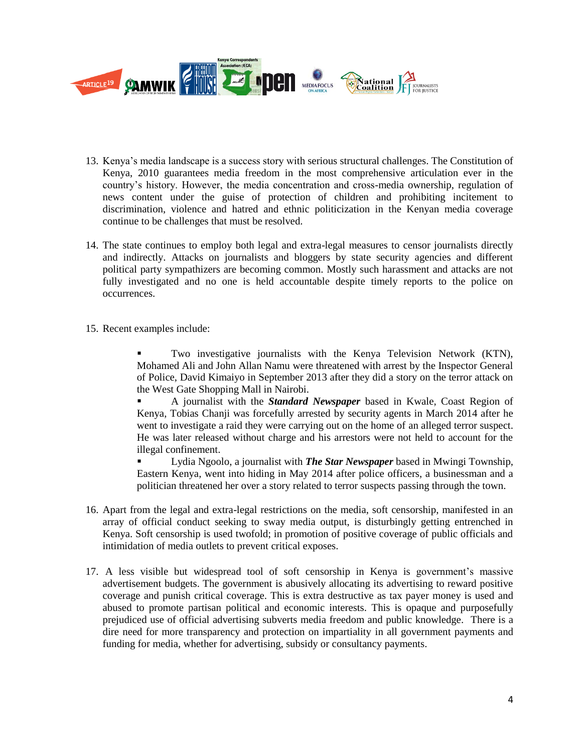13. Kenya's media landscape is a success story with serious structural challenges. The Constitution of Kenya, 2010 guarantees media freedom in the most comprehensive articulation ever in the country's history. However, the media concentration and cross-media ownership, regulation of news content under the guise of protection of children and prohibiting incitement to discrimination, violence and hatred and ethnic politicization in the Kenyan media coverage continue to be challenges that must be resolved.

14. The state continues to employ both legal and extra-legal measures to censor journalists directly and indirectly. Attacks on journalists and bloggers by state security agencies and different political party sympathizers are becoming common. Mostly such harassment and attacks are not fully investigated and no one is held accountable despite timely reports to the police on occurrences.

15. Recent examples include:

    - Two investigative journalists with the Kenya Television Network (KTN), Mohamed Ali and John Allan Namu were threatened with arrest by the Inspector General of Police, David Kimaiyo in September 2013 after they did a story on the terror attack on the West Gate Shopping Mall in Nairobi.
    - A journalist with the ***Standard Newspaper*** based in Kwale, Coast Region of Kenya, Tobias Chanji was forcefully arrested by security agents in March 2014 after he went to investigate a raid they were carrying out on the home of an alleged terror suspect. He was later released without charge and his arrestors were not held to account for the illegal confinement.
    - Lydia Ngoolo, a journalist with ***The Star Newspaper*** based in Mwingi Township, Eastern Kenya, went into hiding in May 2014 after police officers, a businessman and a politician threatened her over a story related to terror suspects passing through the town.

16. Apart from the legal and extra-legal restrictions on the media, soft censorship, manifested in an array of official conduct seeking to sway media output, is disturbingly getting entrenched in Kenya. Soft censorship is used twofold; in promotion of positive coverage of public officials and intimidation of media outlets to prevent critical exposes.

17. A less visible but widespread tool of soft censorship in Kenya is government's massive advertisement budgets. The government is abusively allocating its advertising to reward positive coverage and punish critical coverage. This is extra destructive as tax payer money is used and abused to promote partisan political and economic interests. This is opaque and purposefully prejudiced use of official advertising subverts media freedom and public knowledge. There is a dire need for more transparency and protection on impartiality in all government payments and funding for media, whether for advertising, subsidy or consultancy payments.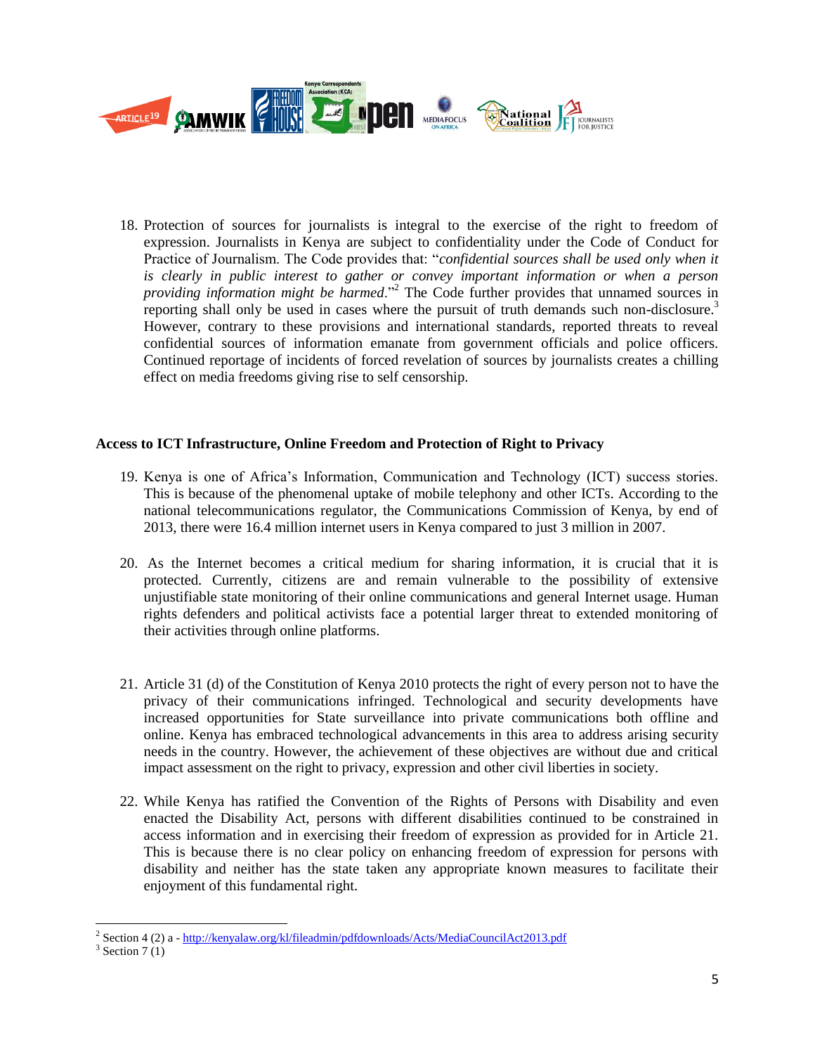18. Protection of sources for journalists is integral to the exercise of the right to freedom of expression. Journalists in Kenya are subject to confidentiality under the Code of Conduct for Practice of Journalism. The Code provides that: "*confidential sources shall be used only when it is clearly in public interest to gather or convey important information or when a person providing information might be harmed*."[2] The Code further provides that unnamed sources in reporting shall only be used in cases where the pursuit of truth demands such non-disclosure.[3] However, contrary to these provisions and international standards, reported threats to reveal confidential sources of information emanate from government officials and police officers. Continued reportage of incidents of forced revelation of sources by journalists creates a chilling effect on media freedoms giving rise to self censorship.

**Access to ICT Infrastructure, Online Freedom and Protection of Right to Privacy**

19. Kenya is one of Africa's Information, Communication and Technology (ICT) success stories. This is because of the phenomenal uptake of mobile telephony and other ICTs. According to the national telecommunications regulator, the Communications Commission of Kenya, by end of 2013, there were 16.4 million internet users in Kenya compared to just 3 million in 2007.

20. As the Internet becomes a critical medium for sharing information, it is crucial that it is protected. Currently, citizens are and remain vulnerable to the possibility of extensive unjustifiable state monitoring of their online communications and general Internet usage. Human rights defenders and political activists face a potential larger threat to extended monitoring of their activities through online platforms.

21. Article 31 (d) of the Constitution of Kenya 2010 protects the right of every person not to have the privacy of their communications infringed. Technological and security developments have increased opportunities for State surveillance into private communications both offline and online. Kenya has embraced technological advancements in this area to address arising security needs in the country. However, the achievement of these objectives are without due and critical impact assessment on the right to privacy, expression and other civil liberties in society.

22. While Kenya has ratified the Convention of the Rights of Persons with Disability and even enacted the Disability Act, persons with different disabilities continued to be constrained in access information and in exercising their freedom of expression as provided for in Article 21. This is because there is no clear policy on enhancing freedom of expression for persons with disability and neither has the state taken any appropriate known measures to facilitate their enjoyment of this fundamental right.

---

[2] Section 4 (2) a - http://kenyalaw.org/kl/fileadmin/pdfdownloads/Acts/MediaCouncilAct2013.pdf

[3] Section 7 (1)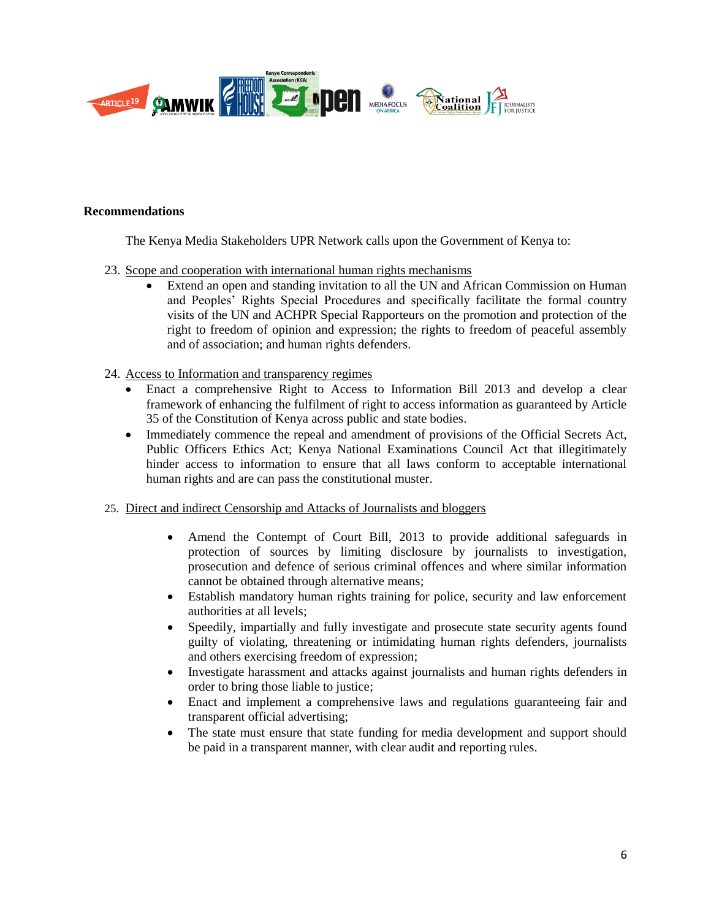**Recommendations**

The Kenya Media Stakeholders UPR Network calls upon the Government of Kenya to:

23. Scope and cooperation with international human rights mechanisms
    - Extend an open and standing invitation to all the UN and African Commission on Human and Peoples' Rights Special Procedures and specifically facilitate the formal country visits of the UN and ACHPR Special Rapporteurs on the promotion and protection of the right to freedom of opinion and expression; the rights to freedom of peaceful assembly and of association; and human rights defenders.

24. Access to Information and transparency regimes
    - Enact a comprehensive Right to Access to Information Bill 2013 and develop a clear framework of enhancing the fulfilment of right to access information as guaranteed by Article 35 of the Constitution of Kenya across public and state bodies.
    - Immediately commence the repeal and amendment of provisions of the Official Secrets Act, Public Officers Ethics Act; Kenya National Examinations Council Act that illegitimately hinder access to information to ensure that all laws conform to acceptable international human rights and are can pass the constitutional muster.

25. Direct and indirect Censorship and Attacks of Journalists and bloggers
    - Amend the Contempt of Court Bill, 2013 to provide additional safeguards in protection of sources by limiting disclosure by journalists to investigation, prosecution and defence of serious criminal offences and where similar information cannot be obtained through alternative means;
    - Establish mandatory human rights training for police, security and law enforcement authorities at all levels;
    - Speedily, impartially and fully investigate and prosecute state security agents found guilty of violating, threatening or intimidating human rights defenders, journalists and others exercising freedom of expression;
    - Investigate harassment and attacks against journalists and human rights defenders in order to bring those liable to justice;
    - Enact and implement a comprehensive laws and regulations guaranteeing fair and transparent official advertising;
    - The state must ensure that state funding for media development and support should be paid in a transparent manner, with clear audit and reporting rules.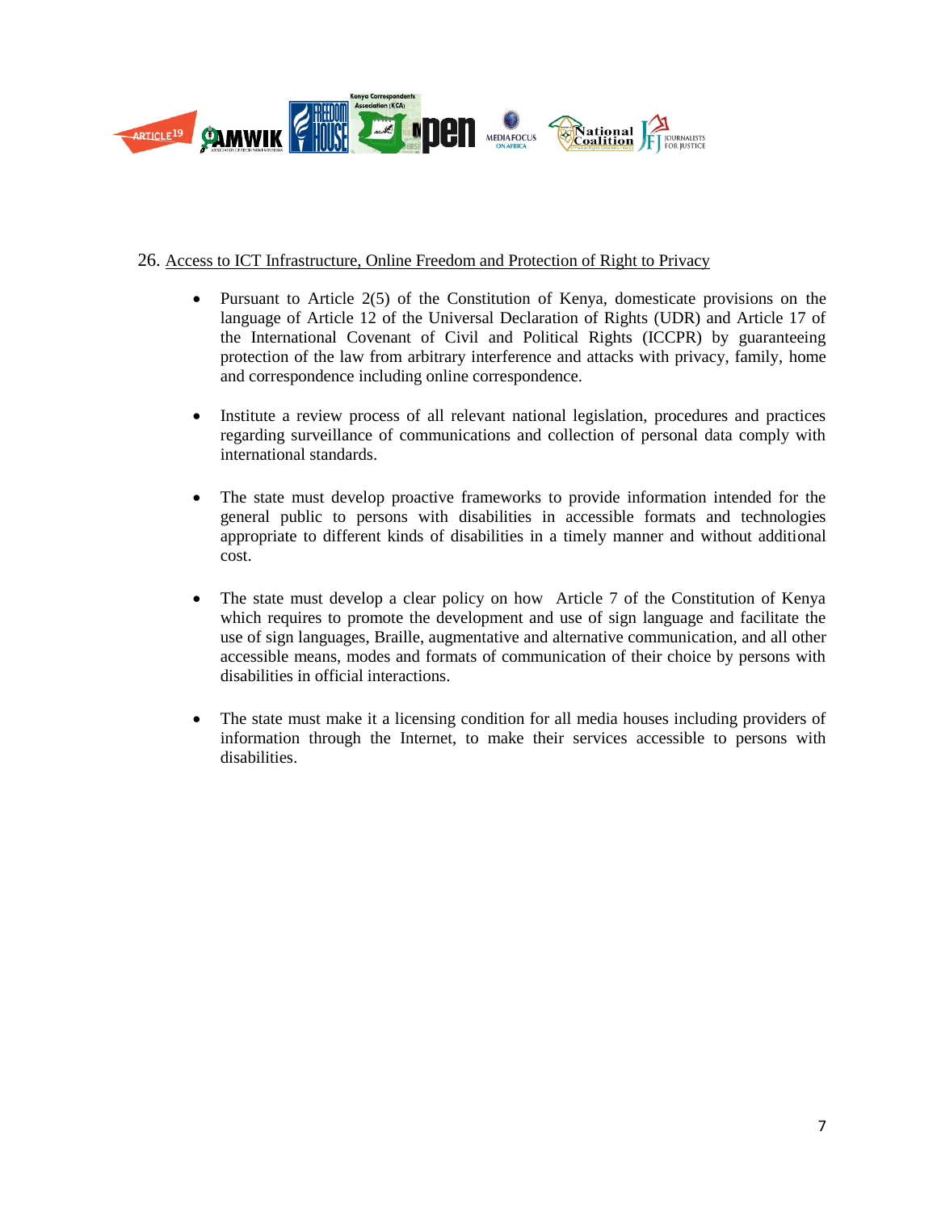26. Access to ICT Infrastructure, Online Freedom and Protection of Right to Privacy

- Pursuant to Article 2(5) of the Constitution of Kenya, domesticate provisions on the language of Article 12 of the Universal Declaration of Rights (UDR) and Article 17 of the International Covenant of Civil and Political Rights (ICCPR) by guaranteeing protection of the law from arbitrary interference and attacks with privacy, family, home and correspondence including online correspondence.

- Institute a review process of all relevant national legislation, procedures and practices regarding surveillance of communications and collection of personal data comply with international standards.

- The state must develop proactive frameworks to provide information intended for the general public to persons with disabilities in accessible formats and technologies appropriate to different kinds of disabilities in a timely manner and without additional cost.

- The state must develop a clear policy on how Article 7 of the Constitution of Kenya which requires to promote the development and use of sign language and facilitate the use of sign languages, Braille, augmentative and alternative communication, and all other accessible means, modes and formats of communication of their choice by persons with disabilities in official interactions.

- The state must make it a licensing condition for all media houses including providers of information through the Internet, to make their services accessible to persons with disabilities.